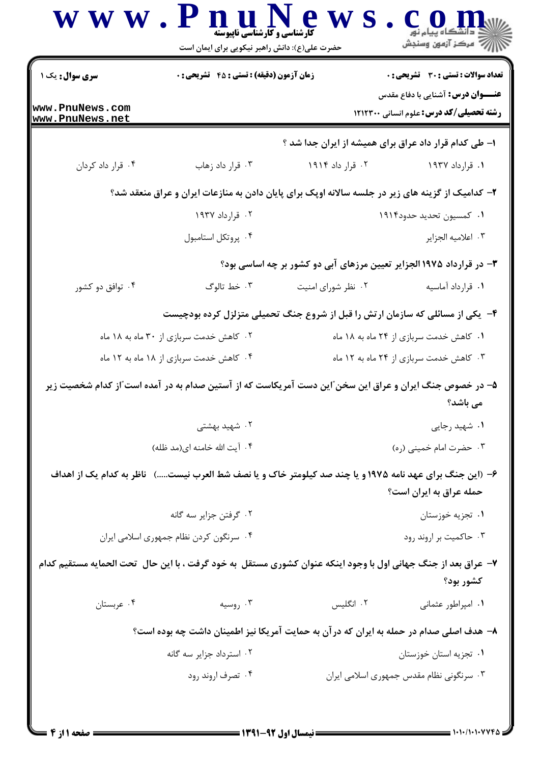**سری سوال:** یک ۱

**زمان آزمون (دقیقه) : تستی : ۴۵ تشریحی : ۰**

**تعداد سوالات : تستی : ۳۰ تشریحی : ۰**

**عنـــوان درس:** آشنایی با دفاع مقدس

**رشته تحصیلی/کد درس:** علوم انسانی ۱۲۱۲۳۰۰

۱- طی کدام قرار داد عراق برای همیشه از ایران جدا شد ؟

۱. قرارداد ۱۹۳۷
۲. قرار داد ۱۹۱۴
۳. قرار داد زهاب
۴. قرار داد کردان

۲- کدامیک از گزینه های زیر در جلسه سالانه اوپک برای پایان دادن به منازعات ایران و عراق منعقد شد؟

۱. کمسیون تحدید حدود۱۹۱۴
۲. قرارداد ۱۹۳۷
۳. اعلامیه الجزایر
۴. پروتکل استامبول

۳- در قرارداد ۱۹۷۵ الجزایر تعیین مرزهای آبی دو کشور بر چه اساسی بود؟

۱. قرارداد آماسیه
۲. نظر شورای امنیت
۳. خط تالوگ
۴. توافق دو کشور

۴- یکی از مسائلی که سازمان ارتش را قبل از شروع جنگ تحمیلی متزلزل کرده بودچیست

۱. کاهش خدمت سربازی از ۲۴ ماه به ۱۸ ماه
۲. کاهش خدمت سربازی از ۳۰ ماه به ۱۸ ماه
۳. کاهش خدمت سربازی از ۲۴ ماه به ۱۲ ماه
۴. کاهش خدمت سربازی از ۱۸ ماه به ۱۲ ماه

۵- در خصوص جنگ ایران و عراق این سخن"این دست آمریکاست که از آستین صدام به در آمده است"از کدام شخصیت زیر می باشد؟

۱. شهید رجایی
۲. شهید بهشتی
۳. حضرت امام خمینی (ره)
۴. آیت الله خامنه ای(مد ظله)

۶- (این جنگ برای عهد نامه ۱۹۷۵ و یا چند صد کیلومتر خاک و یا نصف شط العرب نیست.....) ناظر به کدام یک از اهداف حمله عراق به ایران است؟

۱. تجزیه خوزستان
۲. گرفتن جزایر سه گانه
۳. حاکمیت بر اروند رود
۴. سرنگون کردن نظام جمهوری اسلامی ایران

۷- عراق بعد از جنگ جهانی اول با وجود اینکه عنوان کشوری مستقل به خود گرفت ، با این حال تحت الحمایه مستقیم کدام کشور بود؟

۱. امپراطور عثمانی
۲. انگلیس
۳. روسیه
۴. عربستان

۸- هدف اصلی صدام در حمله به ایران که درآن به حمایت آمریکا نیز اطمینان داشت چه بوده است؟

۱. تجزیه استان خوزستان
۲. استرداد جزایر سه گانه
۳. سرنگونی نظام مقدس جمهوری اسلامی ایران
۴. تصرف اروند رود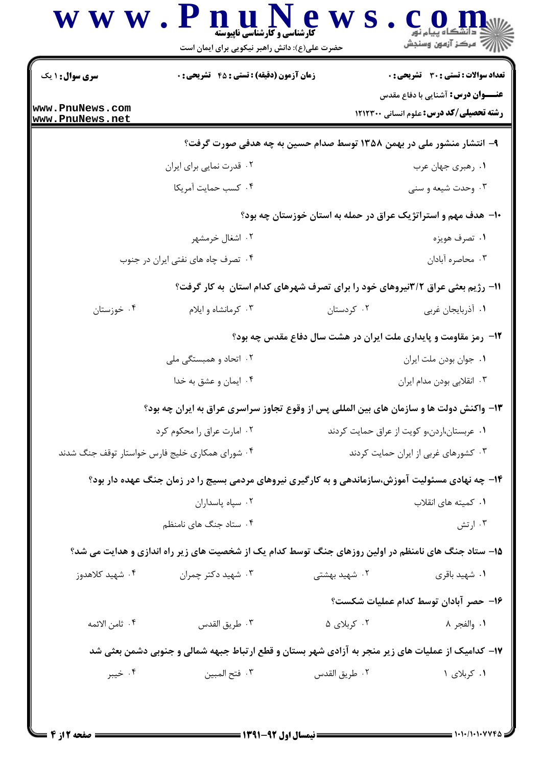۹- انتشار منشور ملی در بهمن ۱۳۵۸ توسط صدام حسین به چه هدفی صورت گرفت؟

۱. رهبری جهان عرب
۲. قدرت نمایی برای ایران
۳. وحدت شیعه و سنی
۴. کسب حمایت آمریکا

۱۰- هدف مهم و استراتژیک عراق در حمله به استان خوزستان چه بود؟

۱. تصرف هویزه
۲. اشغال خرمشهر
۳. محاصره آبادان
۴. تصرف چاه های نفتی ایران در جنوب

۱۱- رژیم بعثی عراق ۳/۲نیروهای خود را برای تصرف شهرهای کدام استان به کار گرفت؟

۱. آذربایجان غربی
۲. کردستان
۳. کرمانشاه و ایلام
۴. خوزستان

۱۲- رمز مقاومت و پایداری ملت ایران در هشت سال دفاع مقدس چه بود؟

۱. جوان بودن ملت ایران
۲. اتحاد و همبستگی ملی
۳. انقلابی بودن مدام ایران
۴. ایمان و عشق به خدا

۱۳- واکنش دولت ها و سازمان های بین المللی پس از وقوع تجاوز سراسری عراق به ایران چه بود؟

۱. عربستان،اردن،و کویت از عراق حمایت کردند
۲. امارت عراق را محکوم کرد
۳. کشورهای غربی از ایران حمایت کردند
۴. شورای همکاری خلیج فارس خواستار توقف جنگ شدند

۱۴- چه نهادی مسئولیت آموزش،سازماندهی و به کارگیری نیروهای مردمی بسیج را در زمان جنگ عهده دار بود؟

۱. کمیته های انقلاب
۲. سپاه پاسداران
۳. ارتش
۴. ستاد جنگ های نامنظم

۱۵- ستاد جنگ های نامنظم در اولین روزهای جنگ توسط کدام یک از شخصیت های زیر راه اندازی و هدایت می شد؟

۱. شهید باقری
۲. شهید بهشتی
۳. شهید دکتر چمران
۴. شهید کلاهدوز

۱۶- حصر آبادان توسط کدام عملیات شکست؟

۱. والفجر ۸
۲. کربلای ۵
۳. طریق القدس
۴. ثامن الائمه

۱۷- کدامیک از عملیات های زیر منجر به آزادی شهر بستان و قطع ارتباط جبهه شمالی و جنوبی دشمن بعثی شد

۱. کربلای ۱
۲. طریق القدس
۳. فتح المبین
۴. خیبر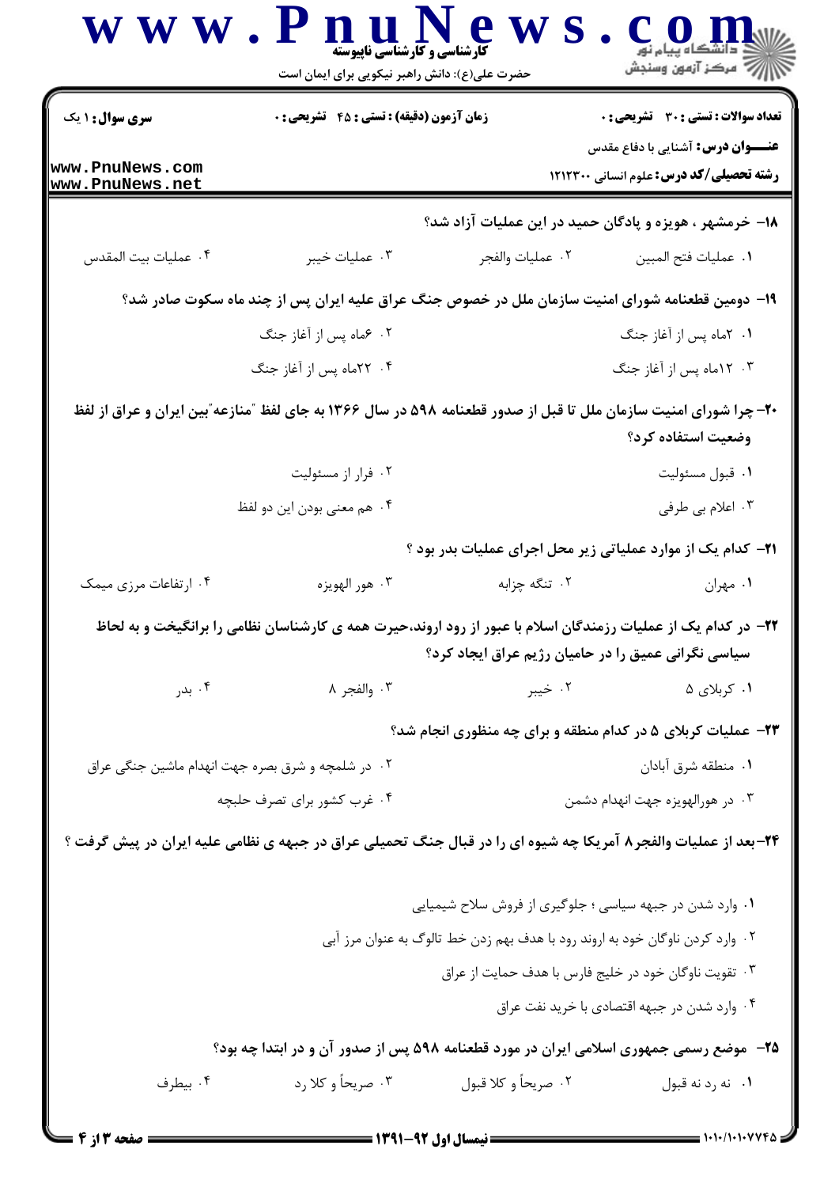**سری سوال:** ۱ یک

**زمان آزمون (دقیقه) : تستی : ۴۵ تشریحی : ۰**

**تعداد سوالات : تستی : ۳۰ تشریحی : ۰**

**عنـــوان درس:** آشنایی با دفاع مقدس

**رشته تحصیلی/کد درس:** علوم انسانی ۱۲۱۲۳۰۰

**۱۸- خرمشهر ، هویزه و پادگان حمید در این عملیات آزاد شد؟**

۱. عملیات فتح المبین
۲. عملیات والفجر
۳. عملیات خیبر
۴. عملیات بیت المقدس

**۱۹- دومین قطعنامه شورای امنیت سازمان ملل در خصوص جنگ عراق علیه ایران پس از چند ماه سکوت صادر شد؟**

۱. ۲ماه پس از آغاز جنگ
۲. ۶ماه پس از آغاز جنگ
۳. ۱۲ماه پس از آغاز جنگ
۴. ۲۲ماه پس از آغاز جنگ

**۲۰- چرا شورای امنیت سازمان ملل تا قبل از صدور قطعنامه ۵۹۸ در سال ۱۳۶۶ به جای لفظ "منازعه"بین ایران و عراق از لفظ وضعیت استفاده کرد؟**

۱. قبول مسئولیت
۲. فرار از مسئولیت
۳. اعلام بی طرفی
۴. هم معنی بودن این دو لفظ

**۲۱- کدام یک از موارد عملیاتی زیر محل اجرای عملیات بدر بود ؟**

۱. مهران
۲. تنگه چزابه
۳. هور الهویزه
۴. ارتفاعات مرزی میمک

**۲۲- در کدام یک از عملیات رزمندگان اسلام با عبور از رود اروند،حیرت همه ی کارشناسان نظامی را برانگیخت و به لحاظ سیاسی نگرانی عمیق را در حامیان رژیم عراق ایجاد کرد؟**

۱. کربلای ۵
۲. خیبر
۳. والفجر ۸
۴. بدر

**۲۳- عملیات کربلای ۵ در کدام منطقه و برای چه منظوری انجام شد؟**

۱. منطقه شرق آبادان
۲. در شلمچه و شرق بصره جهت انهدام ماشین جنگی عراق
۳. در هورالهویزه جهت انهدام دشمن
۴. غرب کشور برای تصرف حلبچه

**۲۴-بعد از عملیات والفجر۸ آمریکا چه شیوه ای را در قبال جنگ تحمیلی عراق در جبهه ی نظامی علیه ایران در پیش گرفت ؟**

۱. وارد شدن در جبهه سیاسی ؛ جلوگیری از فروش سلاح شیمیایی
۲. وارد کردن ناوگان خود به اروند رود با هدف بهم زدن خط تالوگ به عنوان مرز آبی
۳. تقویت ناوگان خود در خلیج فارس با هدف حمایت از عراق
۴. وارد شدن در جبهه اقتصادی با خرید نفت عراق

**۲۵- موضع رسمی جمهوری اسلامی ایران در مورد قطعنامه ۵۹۸ پس از صدور آن و در ابتدا چه بود؟**

۱. نه رد نه قبول
۲. صریحاً و کلا قبول
۳. صریحاً و کلا رد
۴. بیطرف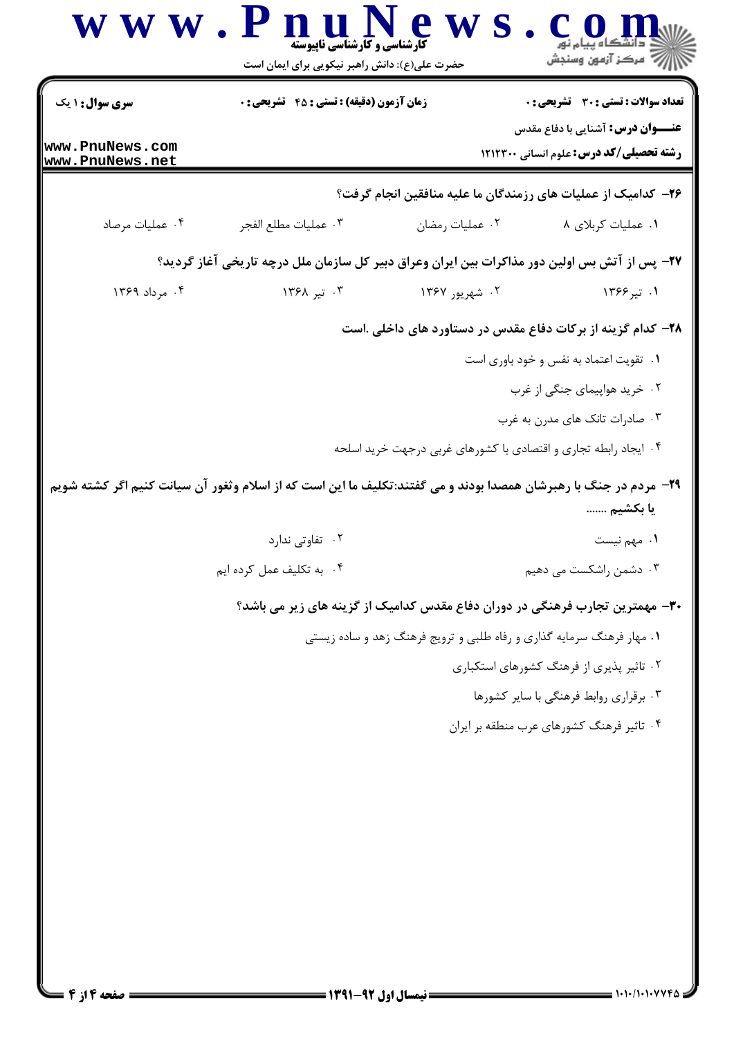**۲۶- کدامیک از عملیات های رزمندگان ما علیه منافقین انجام گرفت؟**

۱. عملیات کربلای ۸
۲. عملیات رمضان
۳. عملیات مطلع الفجر
۴. عملیات مرصاد

**۲۷- پس از آتش بس اولین دور مذاکرات بین ایران وعراق دبیر کل سازمان ملل درچه تاریخی آغاز گردید؟**

۱. تیر۱۳۶۶
۲. شهریور ۱۳۶۷
۳. تیر ۱۳۶۸
۴. مرداد ۱۳۶۹

**۲۸- کدام گزینه از برکات دفاع مقدس در دستاورد های داخلی .است**

۱. تقویت اعتماد به نفس و خود باوری است
۲. خرید هواپیمای جنگی از غرب
۳. صادرات تانک های مدرن به غرب
۴. ایجاد رابطه تجاری و اقتصادی با کشورهای غربی درجهت خرید اسلحه

**۲۹- مردم در جنگ با رهبرشان همصدا بودند و می گفتند:تکلیف ما این است که از اسلام وثغور آن سیانت کنیم اگر کشته شویم یا بکشیم .......**

۱. مهم نیست
۲. تفاوتی ندارد
۳. دشمن راشکست می دهیم
۴. به تکلیف عمل کرده ایم

**۳۰- مهمترین تجارب فرهنگی در دوران دفاع مقدس کدامیک از گزینه های زیر می باشد؟**

۱. مهار فرهنگ سرمایه گذاری و رفاه طلبی و ترویج فرهنگ زهد و ساده زیستی
۲. تاثیر پذیری از فرهنگ کشورهای استکباری
۳. برقراری روابط فرهنگی با سایر کشورها
۴. تاثیر فرهنگ کشورهای عرب منطقه بر ایران